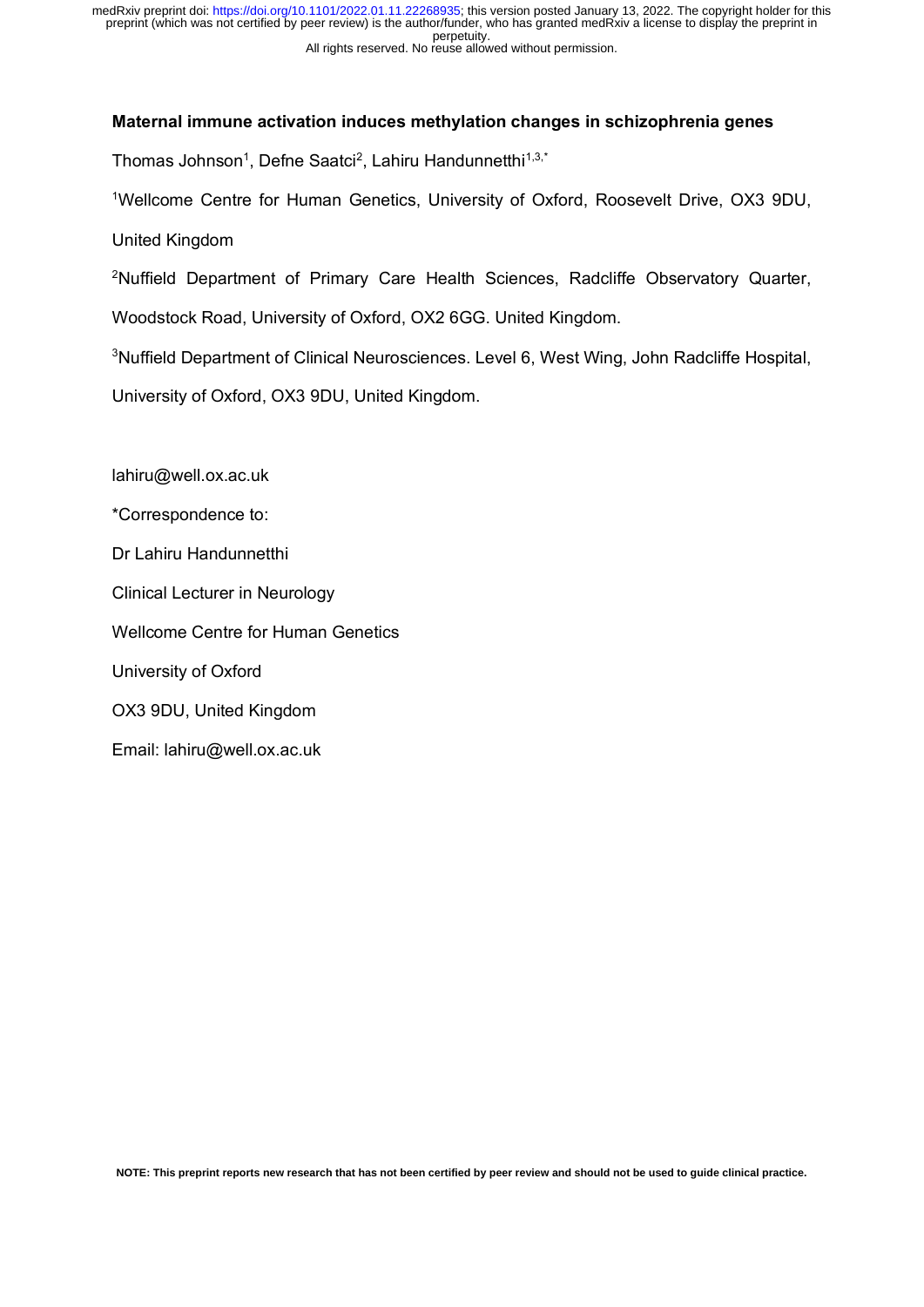**Maternal immune activation induces methylation changes in schizophrenia genes**

Thomas Johnson[1], Defne Saatci[2], Lahiru Handunnetthi[1,3,*]

[1]Wellcome Centre for Human Genetics, University of Oxford, Roosevelt Drive, OX3 9DU, United Kingdom

[2]Nuffield Department of Primary Care Health Sciences, Radcliffe Observatory Quarter, Woodstock Road, University of Oxford, OX2 6GG. United Kingdom.

[3]Nuffield Department of Clinical Neurosciences. Level 6, West Wing, John Radcliffe Hospital, University of Oxford, OX3 9DU, United Kingdom.

lahiru@well.ox.ac.uk

*Correspondence to:

Dr Lahiru Handunnetthi

Clinical Lecturer in Neurology

Wellcome Centre for Human Genetics

University of Oxford

OX3 9DU, United Kingdom

Email: lahiru@well.ox.ac.uk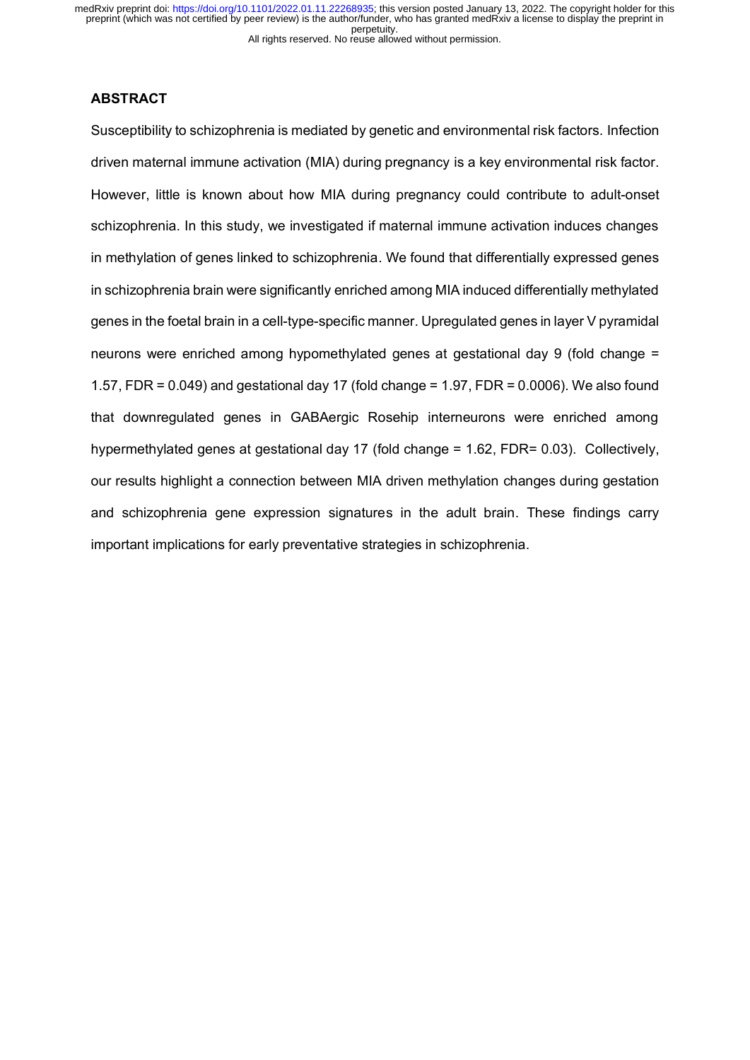## ABSTRACT

Susceptibility to schizophrenia is mediated by genetic and environmental risk factors. Infection driven maternal immune activation (MIA) during pregnancy is a key environmental risk factor. However, little is known about how MIA during pregnancy could contribute to adult-onset schizophrenia. In this study, we investigated if maternal immune activation induces changes in methylation of genes linked to schizophrenia. We found that differentially expressed genes in schizophrenia brain were significantly enriched among MIA induced differentially methylated genes in the foetal brain in a cell-type-specific manner. Upregulated genes in layer V pyramidal neurons were enriched among hypomethylated genes at gestational day 9 (fold change = 1.57, FDR = 0.049) and gestational day 17 (fold change = 1.97, FDR = 0.0006). We also found that downregulated genes in GABAergic Rosehip interneurons were enriched among hypermethylated genes at gestational day 17 (fold change = 1.62, FDR= 0.03). Collectively, our results highlight a connection between MIA driven methylation changes during gestation and schizophrenia gene expression signatures in the adult brain. These findings carry important implications for early preventative strategies in schizophrenia.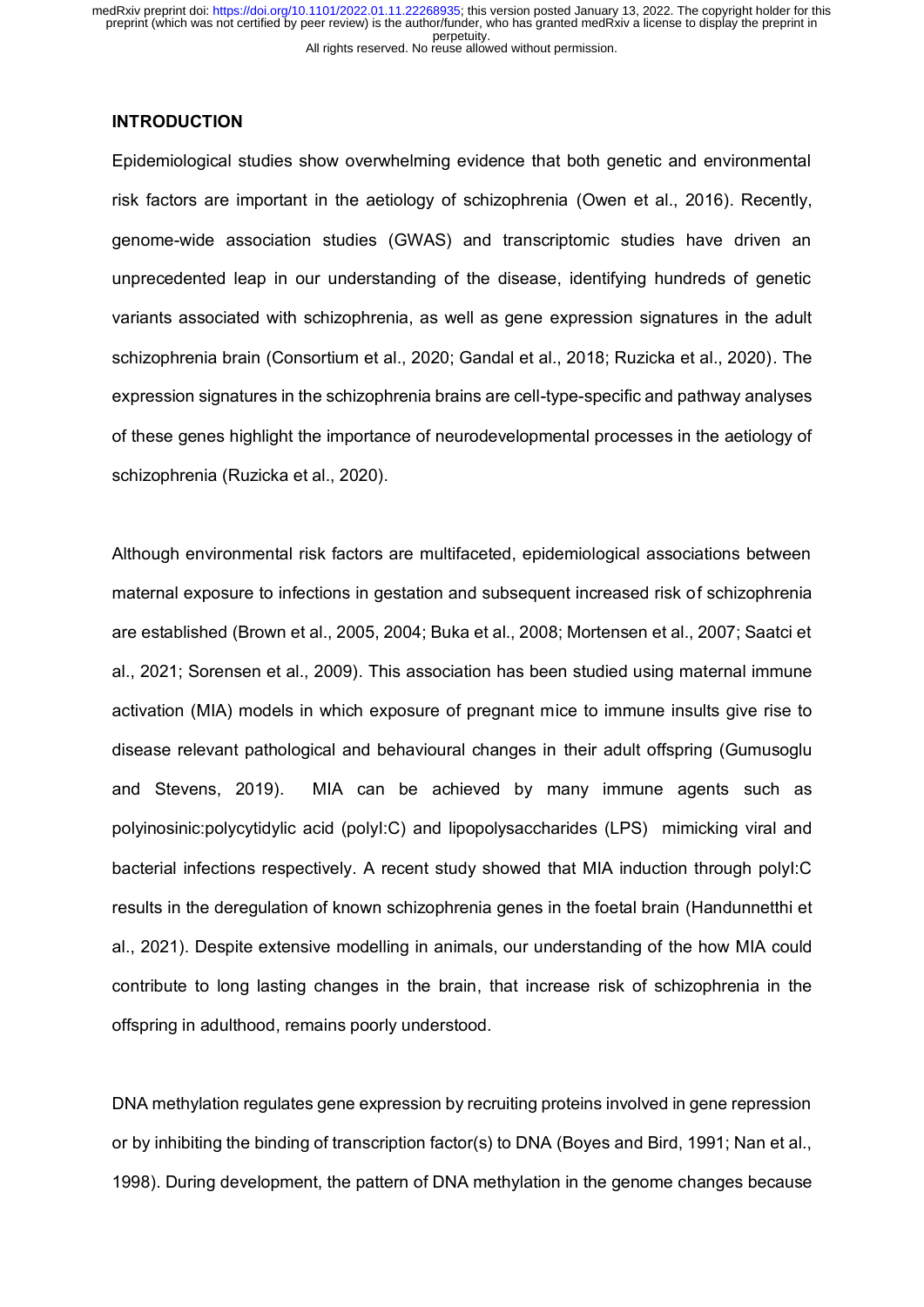## INTRODUCTION

Epidemiological studies show overwhelming evidence that both genetic and environmental risk factors are important in the aetiology of schizophrenia (Owen et al., 2016). Recently, genome-wide association studies (GWAS) and transcriptomic studies have driven an unprecedented leap in our understanding of the disease, identifying hundreds of genetic variants associated with schizophrenia, as well as gene expression signatures in the adult schizophrenia brain (Consortium et al., 2020; Gandal et al., 2018; Ruzicka et al., 2020). The expression signatures in the schizophrenia brains are cell-type-specific and pathway analyses of these genes highlight the importance of neurodevelopmental processes in the aetiology of schizophrenia (Ruzicka et al., 2020).

Although environmental risk factors are multifaceted, epidemiological associations between maternal exposure to infections in gestation and subsequent increased risk of schizophrenia are established (Brown et al., 2005, 2004; Buka et al., 2008; Mortensen et al., 2007; Saatci et al., 2021; Sorensen et al., 2009). This association has been studied using maternal immune activation (MIA) models in which exposure of pregnant mice to immune insults give rise to disease relevant pathological and behavioural changes in their adult offspring (Gumusoglu and Stevens, 2019). MIA can be achieved by many immune agents such as polyinosinic:polycytidylic acid (polyI:C) and lipopolysaccharides (LPS) mimicking viral and bacterial infections respectively. A recent study showed that MIA induction through polyI:C results in the deregulation of known schizophrenia genes in the foetal brain (Handunnetthi et al., 2021). Despite extensive modelling in animals, our understanding of the how MIA could contribute to long lasting changes in the brain, that increase risk of schizophrenia in the offspring in adulthood, remains poorly understood.

DNA methylation regulates gene expression by recruiting proteins involved in gene repression or by inhibiting the binding of transcription factor(s) to DNA (Boyes and Bird, 1991; Nan et al., 1998). During development, the pattern of DNA methylation in the genome changes because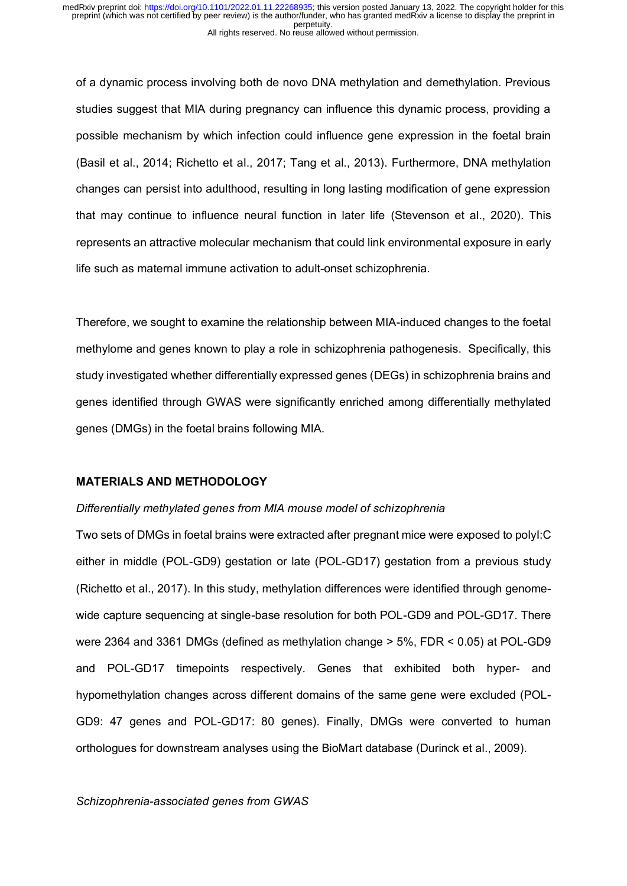of a dynamic process involving both de novo DNA methylation and demethylation. Previous studies suggest that MIA during pregnancy can influence this dynamic process, providing a possible mechanism by which infection could influence gene expression in the foetal brain (Basil et al., 2014; Richetto et al., 2017; Tang et al., 2013). Furthermore, DNA methylation changes can persist into adulthood, resulting in long lasting modification of gene expression that may continue to influence neural function in later life (Stevenson et al., 2020). This represents an attractive molecular mechanism that could link environmental exposure in early life such as maternal immune activation to adult-onset schizophrenia.

Therefore, we sought to examine the relationship between MIA-induced changes to the foetal methylome and genes known to play a role in schizophrenia pathogenesis. Specifically, this study investigated whether differentially expressed genes (DEGs) in schizophrenia brains and genes identified through GWAS were significantly enriched among differentially methylated genes (DMGs) in the foetal brains following MIA.

## MATERIALS AND METHODOLOGY

*Differentially methylated genes from MIA mouse model of schizophrenia*

Two sets of DMGs in foetal brains were extracted after pregnant mice were exposed to polyI:C either in middle (POL-GD9) gestation or late (POL-GD17) gestation from a previous study (Richetto et al., 2017). In this study, methylation differences were identified through genome-wide capture sequencing at single-base resolution for both POL-GD9 and POL-GD17. There were 2364 and 3361 DMGs (defined as methylation change > 5%, FDR < 0.05) at POL-GD9 and POL-GD17 timepoints respectively. Genes that exhibited both hyper- and hypomethylation changes across different domains of the same gene were excluded (POL-GD9: 47 genes and POL-GD17: 80 genes). Finally, DMGs were converted to human orthologues for downstream analyses using the BioMart database (Durinck et al., 2009).

*Schizophrenia-associated genes from GWAS*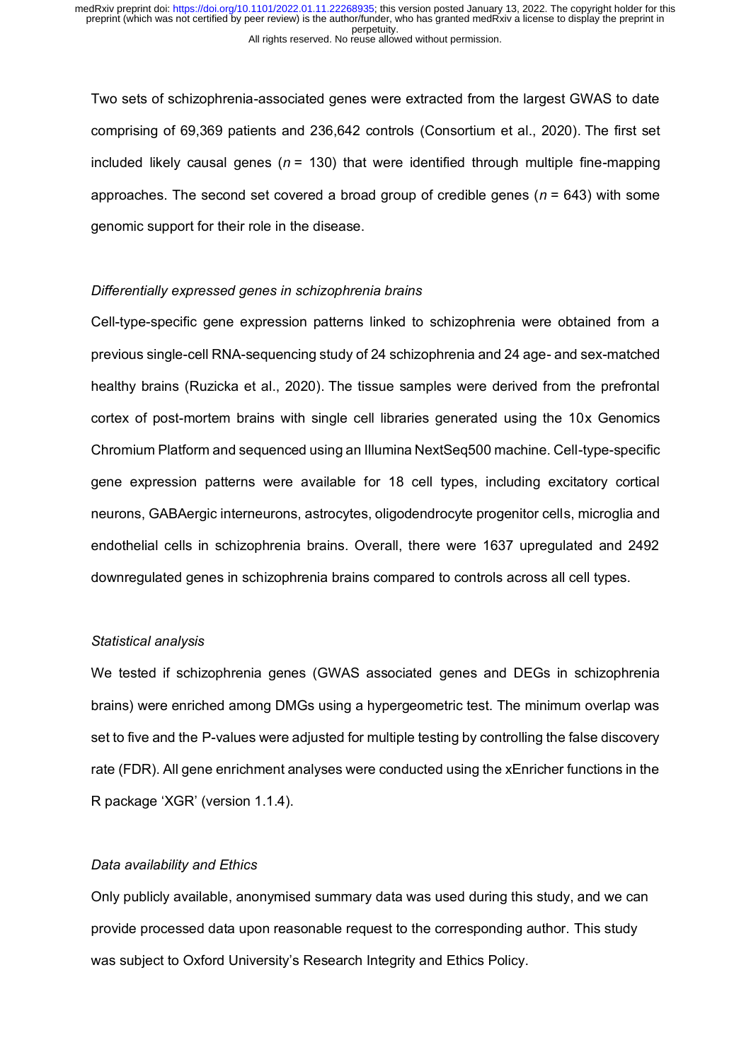Two sets of schizophrenia-associated genes were extracted from the largest GWAS to date comprising of 69,369 patients and 236,642 controls (Consortium et al., 2020). The first set included likely causal genes ($n$ = 130) that were identified through multiple fine-mapping approaches. The second set covered a broad group of credible genes ($n$ = 643) with some genomic support for their role in the disease.

*Differentially expressed genes in schizophrenia brains*

Cell-type-specific gene expression patterns linked to schizophrenia were obtained from a previous single-cell RNA-sequencing study of 24 schizophrenia and 24 age- and sex-matched healthy brains (Ruzicka et al., 2020). The tissue samples were derived from the prefrontal cortex of post-mortem brains with single cell libraries generated using the 10x Genomics Chromium Platform and sequenced using an Illumina NextSeq500 machine. Cell-type-specific gene expression patterns were available for 18 cell types, including excitatory cortical neurons, GABAergic interneurons, astrocytes, oligodendrocyte progenitor cells, microglia and endothelial cells in schizophrenia brains. Overall, there were 1637 upregulated and 2492 downregulated genes in schizophrenia brains compared to controls across all cell types.

*Statistical analysis*

We tested if schizophrenia genes (GWAS associated genes and DEGs in schizophrenia brains) were enriched among DMGs using a hypergeometric test. The minimum overlap was set to five and the P-values were adjusted for multiple testing by controlling the false discovery rate (FDR). All gene enrichment analyses were conducted using the xEnricher functions in the R package 'XGR' (version 1.1.4).

*Data availability and Ethics*

Only publicly available, anonymised summary data was used during this study, and we can provide processed data upon reasonable request to the corresponding author. This study was subject to Oxford University's Research Integrity and Ethics Policy.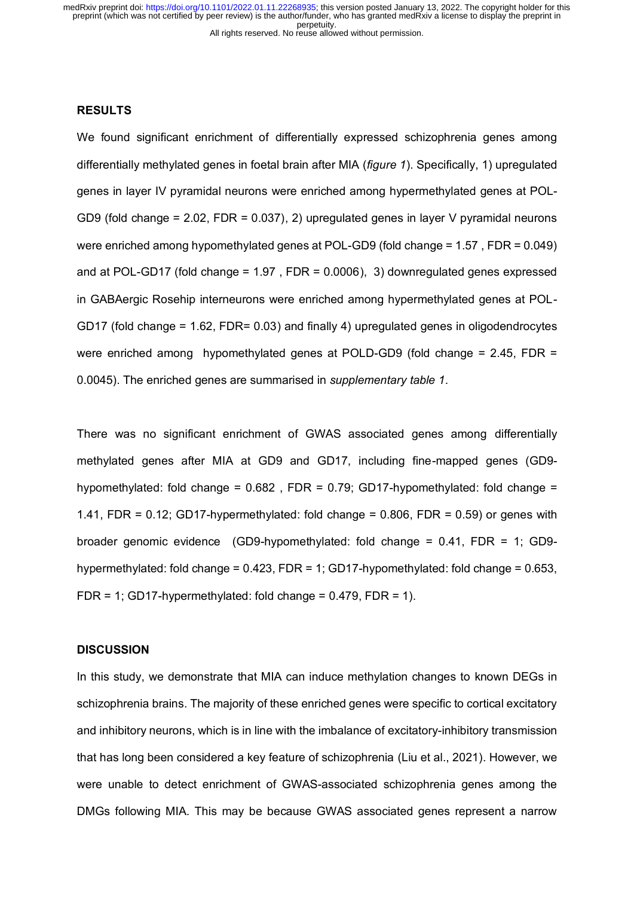## RESULTS

We found significant enrichment of differentially expressed schizophrenia genes among differentially methylated genes in foetal brain after MIA (*figure 1*). Specifically, 1) upregulated genes in layer IV pyramidal neurons were enriched among hypermethylated genes at POL-GD9 (fold change = 2.02, FDR = 0.037), 2) upregulated genes in layer V pyramidal neurons were enriched among hypomethylated genes at POL-GD9 (fold change = 1.57 , FDR = 0.049) and at POL-GD17 (fold change = 1.97 , FDR = 0.0006), 3) downregulated genes expressed in GABAergic Rosehip interneurons were enriched among hypermethylated genes at POL-GD17 (fold change = 1.62, FDR= 0.03) and finally 4) upregulated genes in oligodendrocytes were enriched among hypomethylated genes at POLD-GD9 (fold change = 2.45, FDR = 0.0045). The enriched genes are summarised in *supplementary table 1*.

There was no significant enrichment of GWAS associated genes among differentially methylated genes after MIA at GD9 and GD17, including fine-mapped genes (GD9-hypomethylated: fold change = 0.682 , FDR = 0.79; GD17-hypomethylated: fold change = 1.41, FDR = 0.12; GD17-hypermethylated: fold change = 0.806, FDR = 0.59) or genes with broader genomic evidence (GD9-hypomethylated: fold change = 0.41, FDR = 1; GD9-hypermethylated: fold change = 0.423, FDR = 1; GD17-hypomethylated: fold change = 0.653, FDR = 1; GD17-hypermethylated: fold change = 0.479, FDR = 1).

## DISCUSSION

In this study, we demonstrate that MIA can induce methylation changes to known DEGs in schizophrenia brains. The majority of these enriched genes were specific to cortical excitatory and inhibitory neurons, which is in line with the imbalance of excitatory-inhibitory transmission that has long been considered a key feature of schizophrenia (Liu et al., 2021). However, we were unable to detect enrichment of GWAS-associated schizophrenia genes among the DMGs following MIA. This may be because GWAS associated genes represent a narrow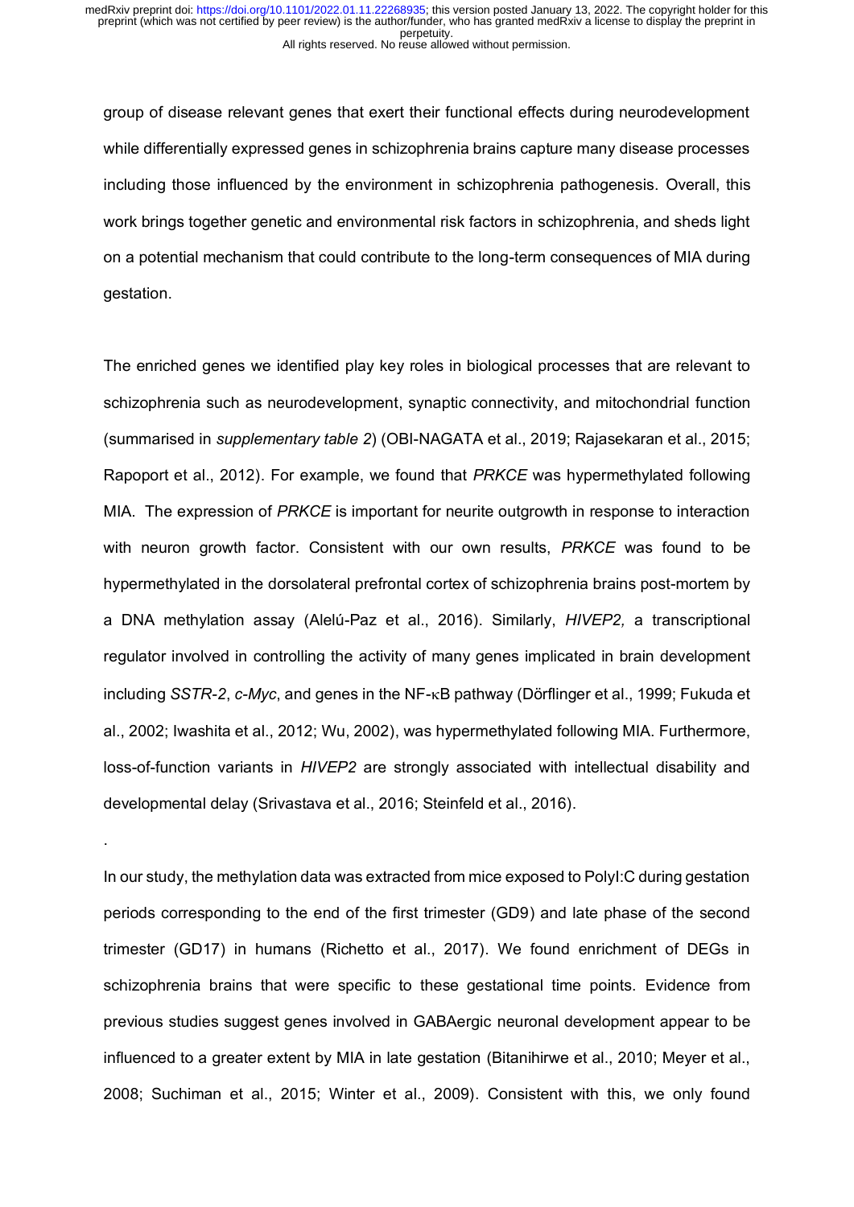group of disease relevant genes that exert their functional effects during neurodevelopment while differentially expressed genes in schizophrenia brains capture many disease processes including those influenced by the environment in schizophrenia pathogenesis. Overall, this work brings together genetic and environmental risk factors in schizophrenia, and sheds light on a potential mechanism that could contribute to the long-term consequences of MIA during gestation.

The enriched genes we identified play key roles in biological processes that are relevant to schizophrenia such as neurodevelopment, synaptic connectivity, and mitochondrial function (summarised in *supplementary table 2*) (OBI-NAGATA et al., 2019; Rajasekaran et al., 2015; Rapoport et al., 2012). For example, we found that *PRKCE* was hypermethylated following MIA. The expression of *PRKCE* is important for neurite outgrowth in response to interaction with neuron growth factor. Consistent with our own results, *PRKCE* was found to be hypermethylated in the dorsolateral prefrontal cortex of schizophrenia brains post-mortem by a DNA methylation assay (Alelú-Paz et al., 2016). Similarly, *HIVEP2,* a transcriptional regulator involved in controlling the activity of many genes implicated in brain development including *SSTR-2*, *c-Myc*, and genes in the NF-κB pathway (Dörflinger et al., 1999; Fukuda et al., 2002; Iwashita et al., 2012; Wu, 2002), was hypermethylated following MIA. Furthermore, loss-of-function variants in *HIVEP2* are strongly associated with intellectual disability and developmental delay (Srivastava et al., 2016; Steinfeld et al., 2016).

.

In our study, the methylation data was extracted from mice exposed to PolyI:C during gestation periods corresponding to the end of the first trimester (GD9) and late phase of the second trimester (GD17) in humans (Richetto et al., 2017). We found enrichment of DEGs in schizophrenia brains that were specific to these gestational time points. Evidence from previous studies suggest genes involved in GABAergic neuronal development appear to be influenced to a greater extent by MIA in late gestation (Bitanihirwe et al., 2010; Meyer et al., 2008; Suchiman et al., 2015; Winter et al., 2009). Consistent with this, we only found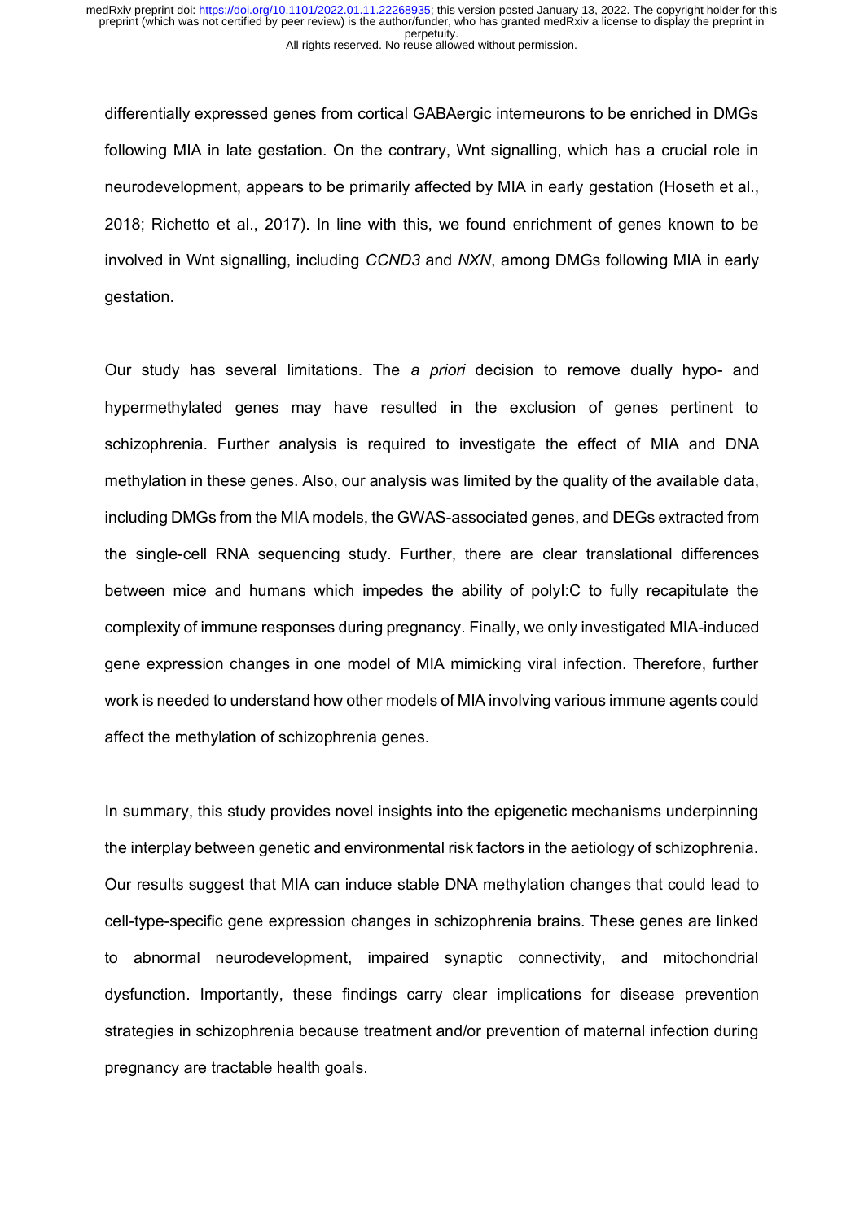differentially expressed genes from cortical GABAergic interneurons to be enriched in DMGs following MIA in late gestation. On the contrary, Wnt signalling, which has a crucial role in neurodevelopment, appears to be primarily affected by MIA in early gestation (Hoseth et al., 2018; Richetto et al., 2017). In line with this, we found enrichment of genes known to be involved in Wnt signalling, including *CCND3* and *NXN*, among DMGs following MIA in early gestation.

Our study has several limitations. The *a priori* decision to remove dually hypo- and hypermethylated genes may have resulted in the exclusion of genes pertinent to schizophrenia. Further analysis is required to investigate the effect of MIA and DNA methylation in these genes. Also, our analysis was limited by the quality of the available data, including DMGs from the MIA models, the GWAS-associated genes, and DEGs extracted from the single-cell RNA sequencing study. Further, there are clear translational differences between mice and humans which impedes the ability of polyI:C to fully recapitulate the complexity of immune responses during pregnancy. Finally, we only investigated MIA-induced gene expression changes in one model of MIA mimicking viral infection. Therefore, further work is needed to understand how other models of MIA involving various immune agents could affect the methylation of schizophrenia genes.

In summary, this study provides novel insights into the epigenetic mechanisms underpinning the interplay between genetic and environmental risk factors in the aetiology of schizophrenia. Our results suggest that MIA can induce stable DNA methylation changes that could lead to cell-type-specific gene expression changes in schizophrenia brains. These genes are linked to abnormal neurodevelopment, impaired synaptic connectivity, and mitochondrial dysfunction. Importantly, these findings carry clear implications for disease prevention strategies in schizophrenia because treatment and/or prevention of maternal infection during pregnancy are tractable health goals.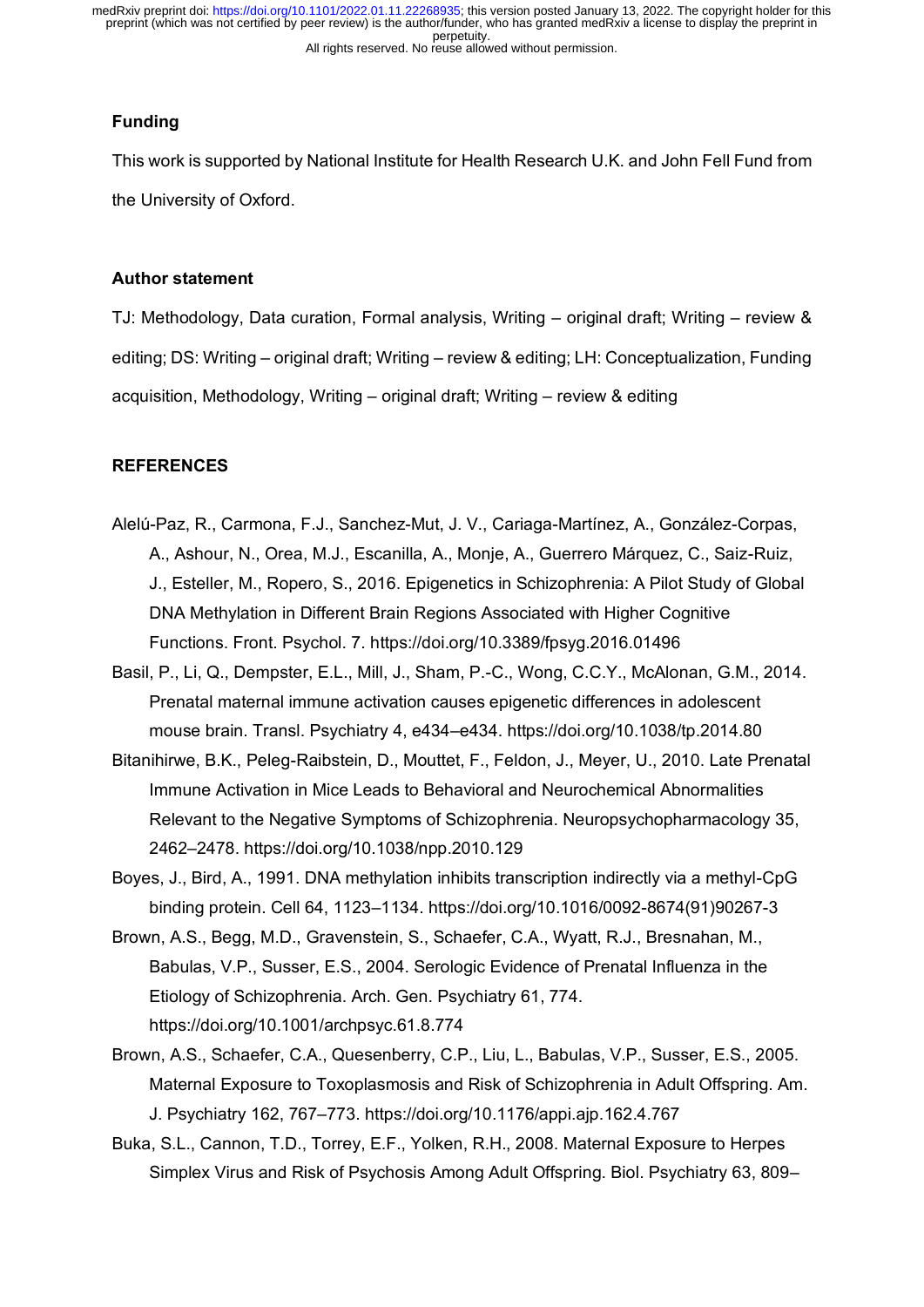## Funding

This work is supported by National Institute for Health Research U.K. and John Fell Fund from the University of Oxford.

## Author statement

TJ: Methodology, Data curation, Formal analysis, Writing – original draft; Writing – review & editing; DS: Writing – original draft; Writing – review & editing; LH: Conceptualization, Funding acquisition, Methodology, Writing – original draft; Writing – review & editing

## REFERENCES

Alelú-Paz, R., Carmona, F.J., Sanchez-Mut, J. V., Cariaga-Martínez, A., González-Corpas, A., Ashour, N., Orea, M.J., Escanilla, A., Monje, A., Guerrero Márquez, C., Saiz-Ruiz, J., Esteller, M., Ropero, S., 2016. Epigenetics in Schizophrenia: A Pilot Study of Global DNA Methylation in Different Brain Regions Associated with Higher Cognitive Functions. Front. Psychol. 7. https://doi.org/10.3389/fpsyg.2016.01496

Basil, P., Li, Q., Dempster, E.L., Mill, J., Sham, P.-C., Wong, C.C.Y., McAlonan, G.M., 2014. Prenatal maternal immune activation causes epigenetic differences in adolescent mouse brain. Transl. Psychiatry 4, e434–e434. https://doi.org/10.1038/tp.2014.80

Bitanihirwe, B.K., Peleg-Raibstein, D., Mouttet, F., Feldon, J., Meyer, U., 2010. Late Prenatal Immune Activation in Mice Leads to Behavioral and Neurochemical Abnormalities Relevant to the Negative Symptoms of Schizophrenia. Neuropsychopharmacology 35, 2462–2478. https://doi.org/10.1038/npp.2010.129

Boyes, J., Bird, A., 1991. DNA methylation inhibits transcription indirectly via a methyl-CpG binding protein. Cell 64, 1123–1134. https://doi.org/10.1016/0092-8674(91)90267-3

Brown, A.S., Begg, M.D., Gravenstein, S., Schaefer, C.A., Wyatt, R.J., Bresnahan, M., Babulas, V.P., Susser, E.S., 2004. Serologic Evidence of Prenatal Influenza in the Etiology of Schizophrenia. Arch. Gen. Psychiatry 61, 774. https://doi.org/10.1001/archpsyc.61.8.774

Brown, A.S., Schaefer, C.A., Quesenberry, C.P., Liu, L., Babulas, V.P., Susser, E.S., 2005. Maternal Exposure to Toxoplasmosis and Risk of Schizophrenia in Adult Offspring. Am. J. Psychiatry 162, 767–773. https://doi.org/10.1176/appi.ajp.162.4.767

Buka, S.L., Cannon, T.D., Torrey, E.F., Yolken, R.H., 2008. Maternal Exposure to Herpes Simplex Virus and Risk of Psychosis Among Adult Offspring. Biol. Psychiatry 63, 809–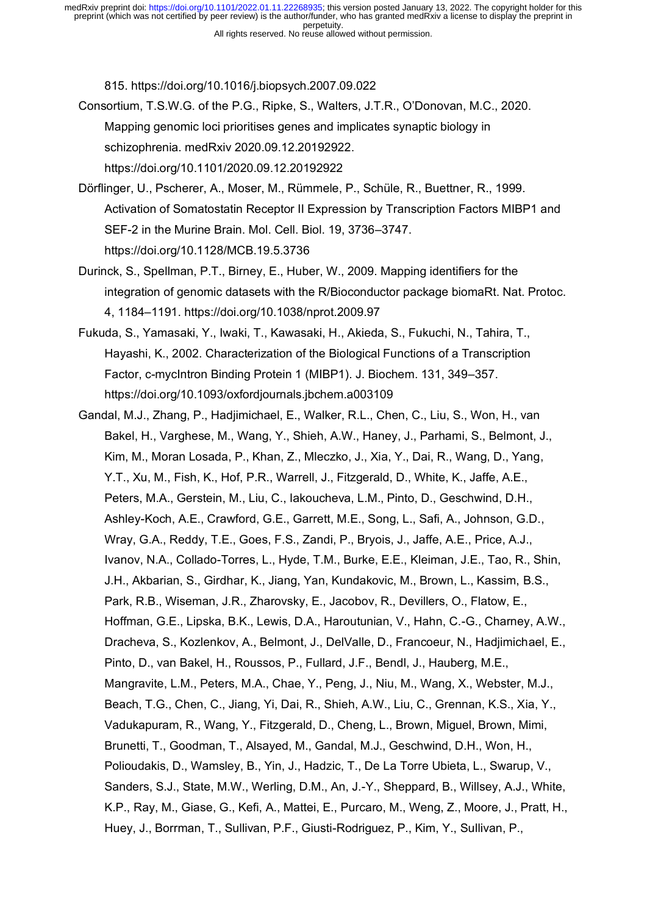815. https://doi.org/10.1016/j.biopsych.2007.09.022

Consortium, T.S.W.G. of the P.G., Ripke, S., Walters, J.T.R., O'Donovan, M.C., 2020. Mapping genomic loci prioritises genes and implicates synaptic biology in schizophrenia. medRxiv 2020.09.12.20192922. https://doi.org/10.1101/2020.09.12.20192922

Dörflinger, U., Pscherer, A., Moser, M., Rümmele, P., Schüle, R., Buettner, R., 1999. Activation of Somatostatin Receptor II Expression by Transcription Factors MIBP1 and SEF-2 in the Murine Brain. Mol. Cell. Biol. 19, 3736–3747. https://doi.org/10.1128/MCB.19.5.3736

Durinck, S., Spellman, P.T., Birney, E., Huber, W., 2009. Mapping identifiers for the integration of genomic datasets with the R/Bioconductor package biomaRt. Nat. Protoc. 4, 1184–1191. https://doi.org/10.1038/nprot.2009.97

Fukuda, S., Yamasaki, Y., Iwaki, T., Kawasaki, H., Akieda, S., Fukuchi, N., Tahira, T., Hayashi, K., 2002. Characterization of the Biological Functions of a Transcription Factor, c-mycIntron Binding Protein 1 (MIBP1). J. Biochem. 131, 349–357. https://doi.org/10.1093/oxfordjournals.jbchem.a003109

Gandal, M.J., Zhang, P., Hadjimichael, E., Walker, R.L., Chen, C., Liu, S., Won, H., van Bakel, H., Varghese, M., Wang, Y., Shieh, A.W., Haney, J., Parhami, S., Belmont, J., Kim, M., Moran Losada, P., Khan, Z., Mleczko, J., Xia, Y., Dai, R., Wang, D., Yang, Y.T., Xu, M., Fish, K., Hof, P.R., Warrell, J., Fitzgerald, D., White, K., Jaffe, A.E., Peters, M.A., Gerstein, M., Liu, C., Iakoucheva, L.M., Pinto, D., Geschwind, D.H., Ashley-Koch, A.E., Crawford, G.E., Garrett, M.E., Song, L., Safi, A., Johnson, G.D., Wray, G.A., Reddy, T.E., Goes, F.S., Zandi, P., Bryois, J., Jaffe, A.E., Price, A.J., Ivanov, N.A., Collado-Torres, L., Hyde, T.M., Burke, E.E., Kleiman, J.E., Tao, R., Shin, J.H., Akbarian, S., Girdhar, K., Jiang, Yan, Kundakovic, M., Brown, L., Kassim, B.S., Park, R.B., Wiseman, J.R., Zharovsky, E., Jacobov, R., Devillers, O., Flatow, E., Hoffman, G.E., Lipska, B.K., Lewis, D.A., Haroutunian, V., Hahn, C.-G., Charney, A.W., Dracheva, S., Kozlenkov, A., Belmont, J., DelValle, D., Francoeur, N., Hadjimichael, E., Pinto, D., van Bakel, H., Roussos, P., Fullard, J.F., Bendl, J., Hauberg, M.E., Mangravite, L.M., Peters, M.A., Chae, Y., Peng, J., Niu, M., Wang, X., Webster, M.J., Beach, T.G., Chen, C., Jiang, Yi, Dai, R., Shieh, A.W., Liu, C., Grennan, K.S., Xia, Y., Vadukapuram, R., Wang, Y., Fitzgerald, D., Cheng, L., Brown, Miguel, Brown, Mimi, Brunetti, T., Goodman, T., Alsayed, M., Gandal, M.J., Geschwind, D.H., Won, H., Polioudakis, D., Wamsley, B., Yin, J., Hadzic, T., De La Torre Ubieta, L., Swarup, V., Sanders, S.J., State, M.W., Werling, D.M., An, J.-Y., Sheppard, B., Willsey, A.J., White, K.P., Ray, M., Giase, G., Kefi, A., Mattei, E., Purcaro, M., Weng, Z., Moore, J., Pratt, H., Huey, J., Borrman, T., Sullivan, P.F., Giusti-Rodriguez, P., Kim, Y., Sullivan, P.,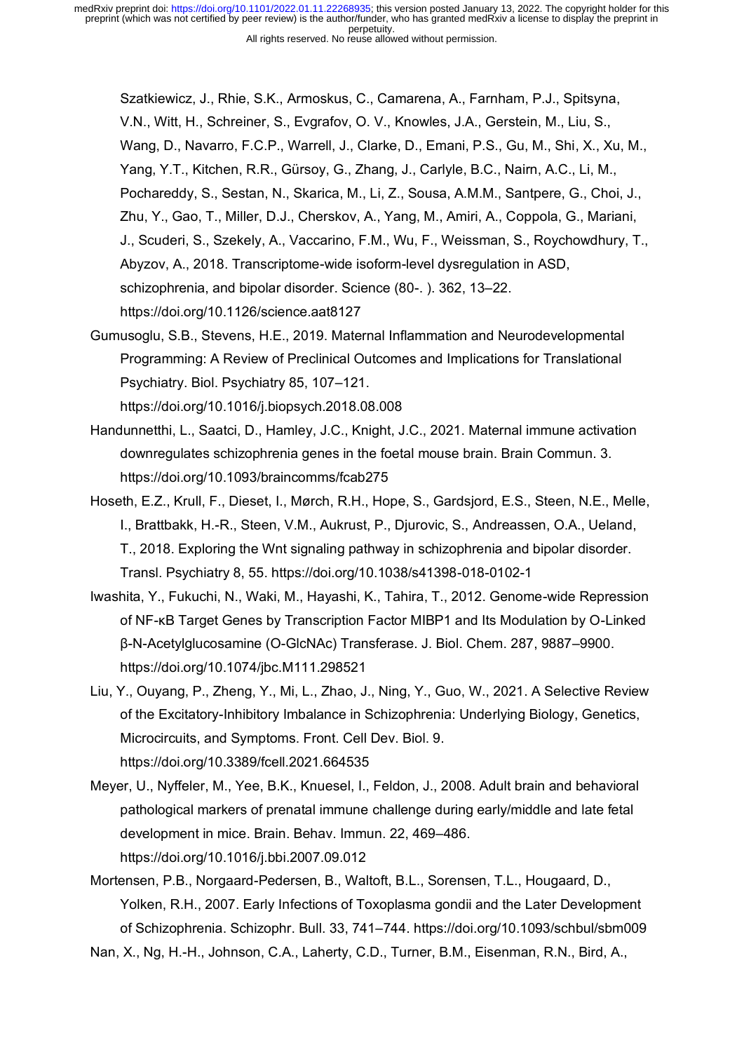Szatkiewicz, J., Rhie, S.K., Armoskus, C., Camarena, A., Farnham, P.J., Spitsyna, V.N., Witt, H., Schreiner, S., Evgrafov, O. V., Knowles, J.A., Gerstein, M., Liu, S., Wang, D., Navarro, F.C.P., Warrell, J., Clarke, D., Emani, P.S., Gu, M., Shi, X., Xu, M., Yang, Y.T., Kitchen, R.R., Gürsoy, G., Zhang, J., Carlyle, B.C., Nairn, A.C., Li, M., Pochareddy, S., Sestan, N., Skarica, M., Li, Z., Sousa, A.M.M., Santpere, G., Choi, J., Zhu, Y., Gao, T., Miller, D.J., Cherskov, A., Yang, M., Amiri, A., Coppola, G., Mariani, J., Scuderi, S., Szekely, A., Vaccarino, F.M., Wu, F., Weissman, S., Roychowdhury, T., Abyzov, A., 2018. Transcriptome-wide isoform-level dysregulation in ASD, schizophrenia, and bipolar disorder. Science (80-. ). 362, 13–22. https://doi.org/10.1126/science.aat8127

Gumusoglu, S.B., Stevens, H.E., 2019. Maternal Inflammation and Neurodevelopmental Programming: A Review of Preclinical Outcomes and Implications for Translational Psychiatry. Biol. Psychiatry 85, 107–121. https://doi.org/10.1016/j.biopsych.2018.08.008

Handunnetthi, L., Saatci, D., Hamley, J.C., Knight, J.C., 2021. Maternal immune activation downregulates schizophrenia genes in the foetal mouse brain. Brain Commun. 3. https://doi.org/10.1093/braincomms/fcab275

Hoseth, E.Z., Krull, F., Dieset, I., Mørch, R.H., Hope, S., Gardsjord, E.S., Steen, N.E., Melle, I., Brattbakk, H.-R., Steen, V.M., Aukrust, P., Djurovic, S., Andreassen, O.A., Ueland, T., 2018. Exploring the Wnt signaling pathway in schizophrenia and bipolar disorder. Transl. Psychiatry 8, 55. https://doi.org/10.1038/s41398-018-0102-1

Iwashita, Y., Fukuchi, N., Waki, M., Hayashi, K., Tahira, T., 2012. Genome-wide Repression of NF-κB Target Genes by Transcription Factor MIBP1 and Its Modulation by O-Linked β-N-Acetylglucosamine (O-GlcNAc) Transferase. J. Biol. Chem. 287, 9887–9900. https://doi.org/10.1074/jbc.M111.298521

Liu, Y., Ouyang, P., Zheng, Y., Mi, L., Zhao, J., Ning, Y., Guo, W., 2021. A Selective Review of the Excitatory-Inhibitory Imbalance in Schizophrenia: Underlying Biology, Genetics, Microcircuits, and Symptoms. Front. Cell Dev. Biol. 9. https://doi.org/10.3389/fcell.2021.664535

Meyer, U., Nyffeler, M., Yee, B.K., Knuesel, I., Feldon, J., 2008. Adult brain and behavioral pathological markers of prenatal immune challenge during early/middle and late fetal development in mice. Brain. Behav. Immun. 22, 469–486. https://doi.org/10.1016/j.bbi.2007.09.012

Mortensen, P.B., Norgaard-Pedersen, B., Waltoft, B.L., Sorensen, T.L., Hougaard, D., Yolken, R.H., 2007. Early Infections of Toxoplasma gondii and the Later Development of Schizophrenia. Schizophr. Bull. 33, 741–744. https://doi.org/10.1093/schbul/sbm009

Nan, X., Ng, H.-H., Johnson, C.A., Laherty, C.D., Turner, B.M., Eisenman, R.N., Bird, A.,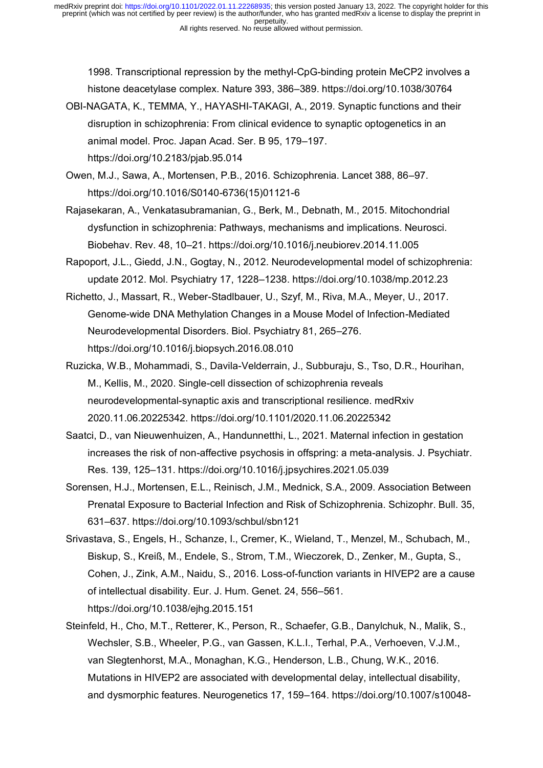1998. Transcriptional repression by the methyl-CpG-binding protein MeCP2 involves a histone deacetylase complex. Nature 393, 386–389. https://doi.org/10.1038/30764

OBI-NAGATA, K., TEMMA, Y., HAYASHI-TAKAGI, A., 2019. Synaptic functions and their disruption in schizophrenia: From clinical evidence to synaptic optogenetics in an animal model. Proc. Japan Acad. Ser. B 95, 179–197. https://doi.org/10.2183/pjab.95.014

Owen, M.J., Sawa, A., Mortensen, P.B., 2016. Schizophrenia. Lancet 388, 86–97. https://doi.org/10.1016/S0140-6736(15)01121-6

Rajasekaran, A., Venkatasubramanian, G., Berk, M., Debnath, M., 2015. Mitochondrial dysfunction in schizophrenia: Pathways, mechanisms and implications. Neurosci. Biobehav. Rev. 48, 10–21. https://doi.org/10.1016/j.neubiorev.2014.11.005

Rapoport, J.L., Giedd, J.N., Gogtay, N., 2012. Neurodevelopmental model of schizophrenia: update 2012. Mol. Psychiatry 17, 1228–1238. https://doi.org/10.1038/mp.2012.23

Richetto, J., Massart, R., Weber-Stadlbauer, U., Szyf, M., Riva, M.A., Meyer, U., 2017. Genome-wide DNA Methylation Changes in a Mouse Model of Infection-Mediated Neurodevelopmental Disorders. Biol. Psychiatry 81, 265–276. https://doi.org/10.1016/j.biopsych.2016.08.010

Ruzicka, W.B., Mohammadi, S., Davila-Velderrain, J., Subburaju, S., Tso, D.R., Hourihan, M., Kellis, M., 2020. Single-cell dissection of schizophrenia reveals neurodevelopmental-synaptic axis and transcriptional resilience. medRxiv 2020.11.06.20225342. https://doi.org/10.1101/2020.11.06.20225342

Saatci, D., van Nieuwenhuizen, A., Handunnetthi, L., 2021. Maternal infection in gestation increases the risk of non-affective psychosis in offspring: a meta-analysis. J. Psychiatr. Res. 139, 125–131. https://doi.org/10.1016/j.jpsychires.2021.05.039

Sorensen, H.J., Mortensen, E.L., Reinisch, J.M., Mednick, S.A., 2009. Association Between Prenatal Exposure to Bacterial Infection and Risk of Schizophrenia. Schizophr. Bull. 35, 631–637. https://doi.org/10.1093/schbul/sbn121

Srivastava, S., Engels, H., Schanze, I., Cremer, K., Wieland, T., Menzel, M., Schubach, M., Biskup, S., Kreiß, M., Endele, S., Strom, T.M., Wieczorek, D., Zenker, M., Gupta, S., Cohen, J., Zink, A.M., Naidu, S., 2016. Loss-of-function variants in HIVEP2 are a cause of intellectual disability. Eur. J. Hum. Genet. 24, 556–561. https://doi.org/10.1038/ejhg.2015.151

Steinfeld, H., Cho, M.T., Retterer, K., Person, R., Schaefer, G.B., Danylchuk, N., Malik, S., Wechsler, S.B., Wheeler, P.G., van Gassen, K.L.I., Terhal, P.A., Verhoeven, V.J.M., van Slegtenhorst, M.A., Monaghan, K.G., Henderson, L.B., Chung, W.K., 2016. Mutations in HIVEP2 are associated with developmental delay, intellectual disability, and dysmorphic features. Neurogenetics 17, 159–164. https://doi.org/10.1007/s10048-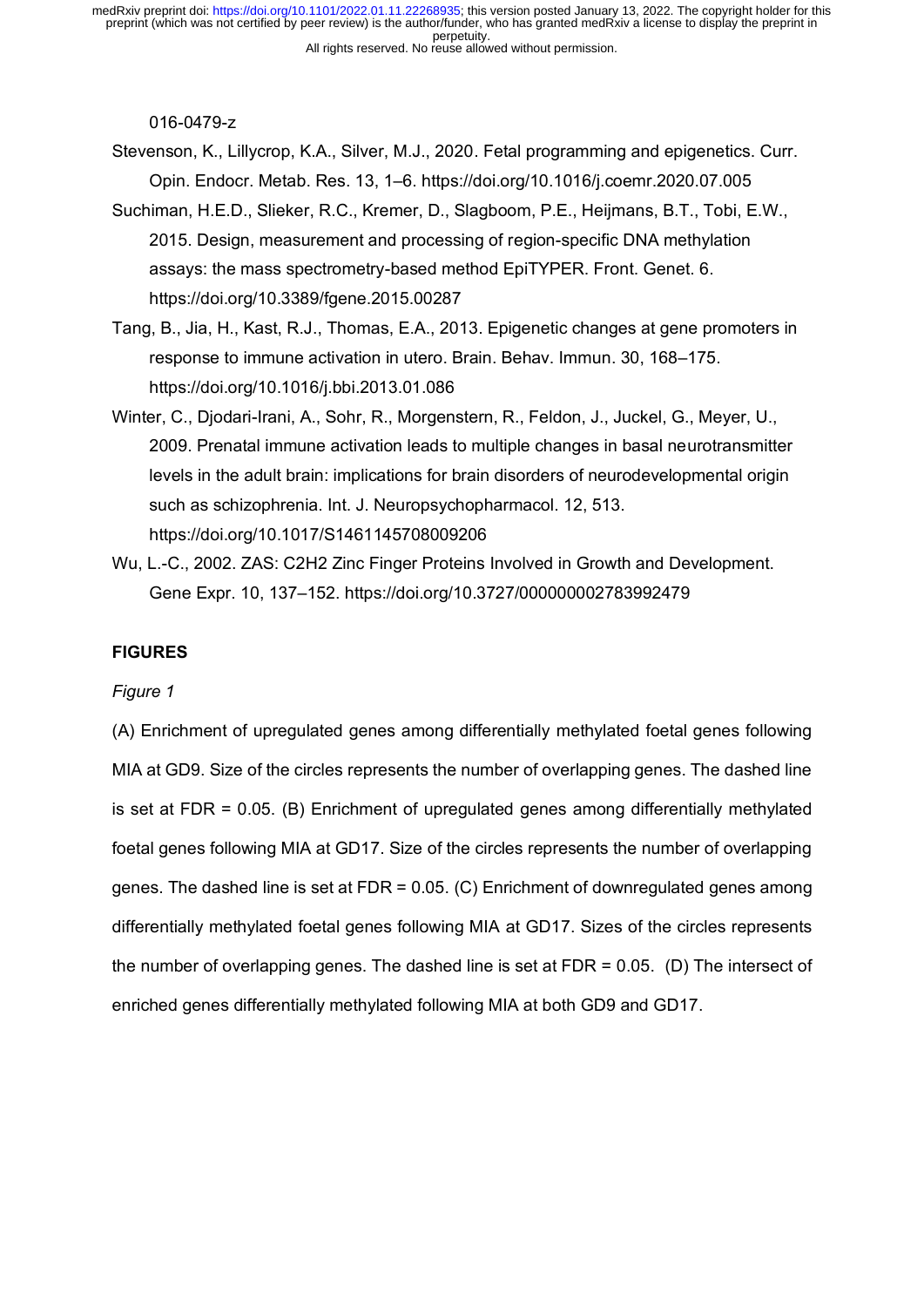016-0479-z

Stevenson, K., Lillycrop, K.A., Silver, M.J., 2020. Fetal programming and epigenetics. Curr. Opin. Endocr. Metab. Res. 13, 1–6. https://doi.org/10.1016/j.coemr.2020.07.005

Suchiman, H.E.D., Slieker, R.C., Kremer, D., Slagboom, P.E., Heijmans, B.T., Tobi, E.W., 2015. Design, measurement and processing of region-specific DNA methylation assays: the mass spectrometry-based method EpiTYPER. Front. Genet. 6. https://doi.org/10.3389/fgene.2015.00287

Tang, B., Jia, H., Kast, R.J., Thomas, E.A., 2013. Epigenetic changes at gene promoters in response to immune activation in utero. Brain. Behav. Immun. 30, 168–175. https://doi.org/10.1016/j.bbi.2013.01.086

Winter, C., Djodari-Irani, A., Sohr, R., Morgenstern, R., Feldon, J., Juckel, G., Meyer, U., 2009. Prenatal immune activation leads to multiple changes in basal neurotransmitter levels in the adult brain: implications for brain disorders of neurodevelopmental origin such as schizophrenia. Int. J. Neuropsychopharmacol. 12, 513. https://doi.org/10.1017/S1461145708009206

Wu, L.-C., 2002. ZAS: C2H2 Zinc Finger Proteins Involved in Growth and Development. Gene Expr. 10, 137–152. https://doi.org/10.3727/000000002783992479

## FIGURES

*Figure 1*

(A) Enrichment of upregulated genes among differentially methylated foetal genes following MIA at GD9. Size of the circles represents the number of overlapping genes. The dashed line is set at FDR = 0.05. (B) Enrichment of upregulated genes among differentially methylated foetal genes following MIA at GD17. Size of the circles represents the number of overlapping genes. The dashed line is set at FDR = 0.05. (C) Enrichment of downregulated genes among differentially methylated foetal genes following MIA at GD17. Sizes of the circles represents the number of overlapping genes. The dashed line is set at FDR = 0.05. (D) The intersect of enriched genes differentially methylated following MIA at both GD9 and GD17.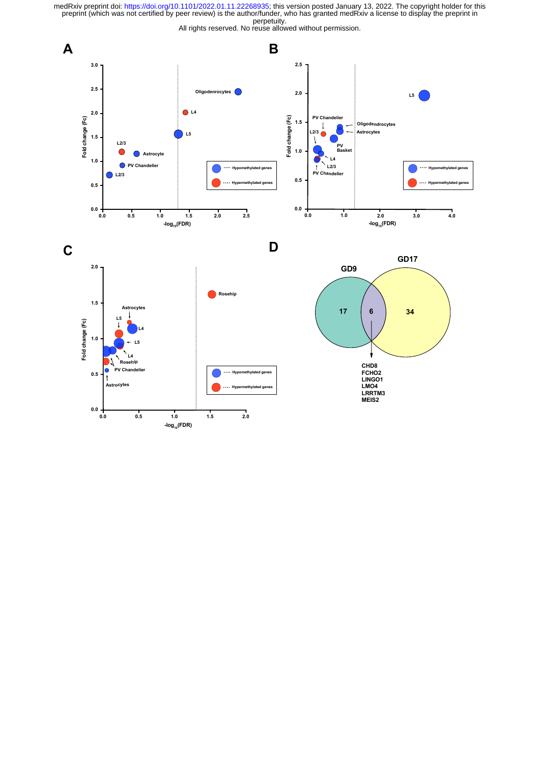A

Fold change (Fc)

3.0
2.5
2.0
1.5
1.0
0.5
0.0

0.0 0.5 1.0 1.5 2.0 2.5

$-\log_{10}$(FDR)

Oligodenrocytes
L4
L5
L2/3
Astrocyte
PV Chandelier
L2/3

Hypomethylated genes
Hypermethylated genes

B

Fold change (Fc)

2.5
2.0
1.5
1.0
0.5
0.0

0.0 1.0 2.0 3.0 4.0

$-\log_{10}$(FDR)

L5
PV Chandelier
Oligodendrocytes
L2/3
Astrocytes
PV Basket
L4
L2/3
PV Chandelier

Hypomethylated genes
Hypermethylated genes

C

Fold change (Fc)

2.0
1.5
1.0
0.5
0.0

0.0 0.5 1.0 1.5 2.0

$-\log_{10}$(FDR)

Rosehip
Astrocytes
L5
L4
L5
L4
Rosehip
PV Chandelier
Astrocytes

Hypomethylated genes
Hypermethylated genes

D

GD9
GD17

17
6
34

CHD8
FCHO2
LINGO1
LMO4
LRRTM3
MEIS2